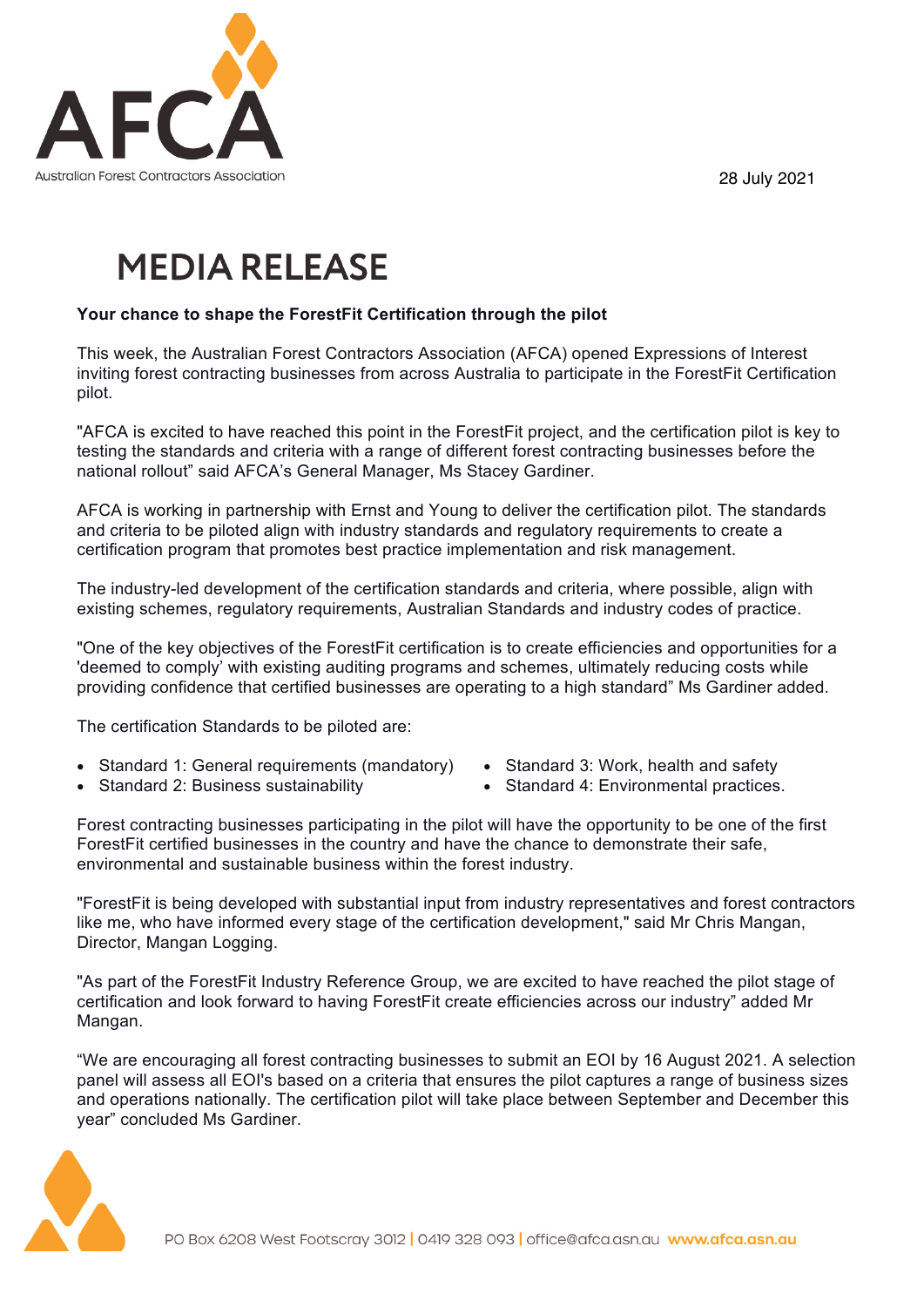AFCA

Australian Forest Contractors Association

28 July 2021

# MEDIA RELEASE

**Your chance to shape the ForestFit Certification through the pilot**

This week, the Australian Forest Contractors Association (AFCA) opened Expressions of Interest inviting forest contracting businesses from across Australia to participate in the ForestFit Certification pilot.

"AFCA is excited to have reached this point in the ForestFit project, and the certification pilot is key to testing the standards and criteria with a range of different forest contracting businesses before the national rollout" said AFCA's General Manager, Ms Stacey Gardiner.

AFCA is working in partnership with Ernst and Young to deliver the certification pilot. The standards and criteria to be piloted align with industry standards and regulatory requirements to create a certification program that promotes best practice implementation and risk management.

The industry-led development of the certification standards and criteria, where possible, align with existing schemes, regulatory requirements, Australian Standards and industry codes of practice.

"One of the key objectives of the ForestFit certification is to create efficiencies and opportunities for a 'deemed to comply' with existing auditing programs and schemes, ultimately reducing costs while providing confidence that certified businesses are operating to a high standard" Ms Gardiner added.

The certification Standards to be piloted are:

- Standard 1: General requirements (mandatory)
- Standard 2: Business sustainability
- Standard 3: Work, health and safety
- Standard 4: Environmental practices.

Forest contracting businesses participating in the pilot will have the opportunity to be one of the first ForestFit certified businesses in the country and have the chance to demonstrate their safe, environmental and sustainable business within the forest industry.

"ForestFit is being developed with substantial input from industry representatives and forest contractors like me, who have informed every stage of the certification development," said Mr Chris Mangan, Director, Mangan Logging.

"As part of the ForestFit Industry Reference Group, we are excited to have reached the pilot stage of certification and look forward to having ForestFit create efficiencies across our industry" added Mr Mangan.

"We are encouraging all forest contracting businesses to submit an EOI by 16 August 2021. A selection panel will assess all EOI's based on a criteria that ensures the pilot captures a range of business sizes and operations nationally. The certification pilot will take place between September and December this year" concluded Ms Gardiner.

PO Box 6208 West Footscray 3012 | 0419 328 093 | office@afca.asn.au **www.afca.asn.au**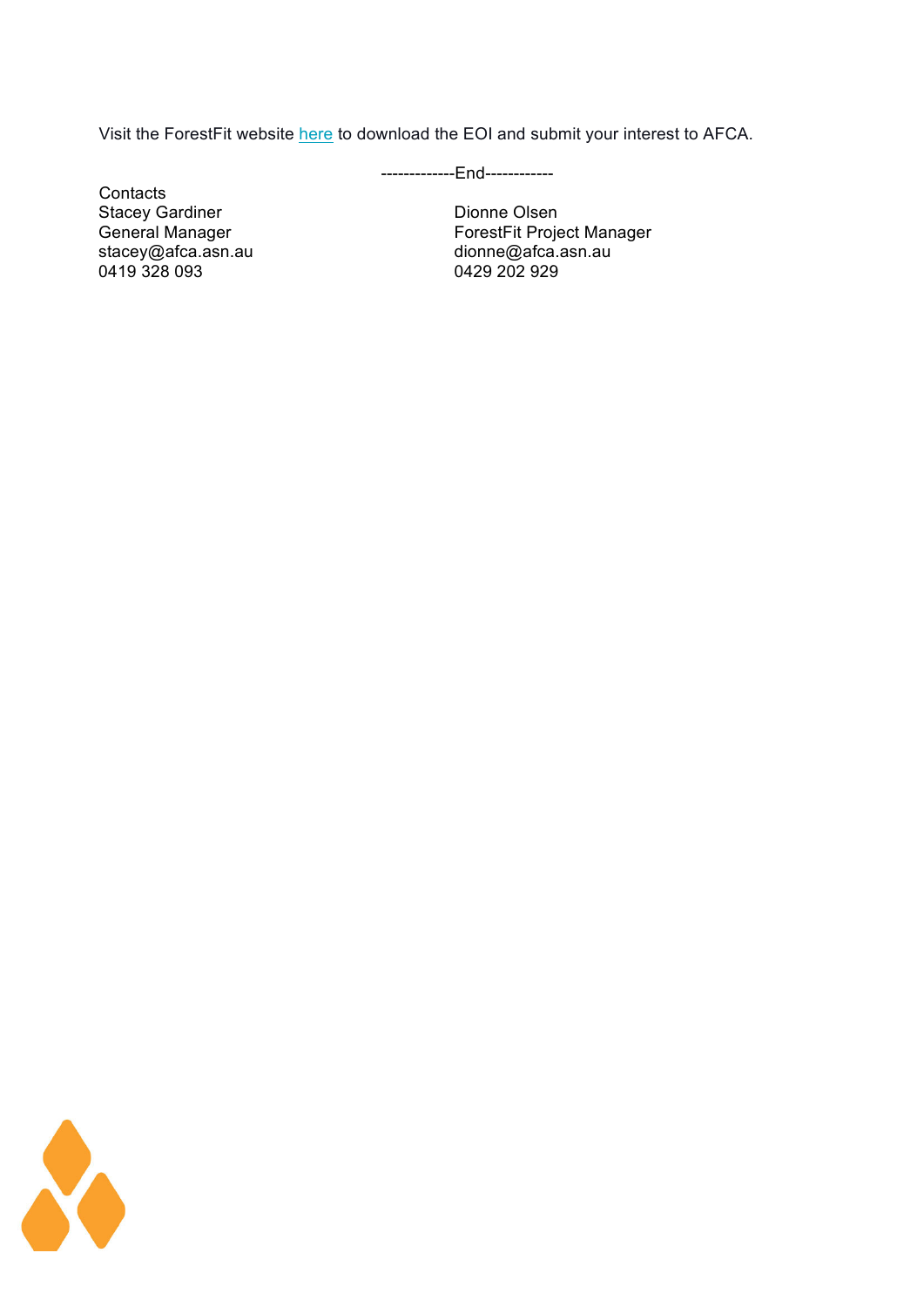Visit the ForestFit website [here]() to download the EOI and submit your interest to AFCA.

-------------End------------

Contacts

Stacey Gardiner
General Manager
stacey@afca.asn.au
0419 328 093

Dionne Olsen
ForestFit Project Manager
dionne@afca.asn.au
0429 202 929